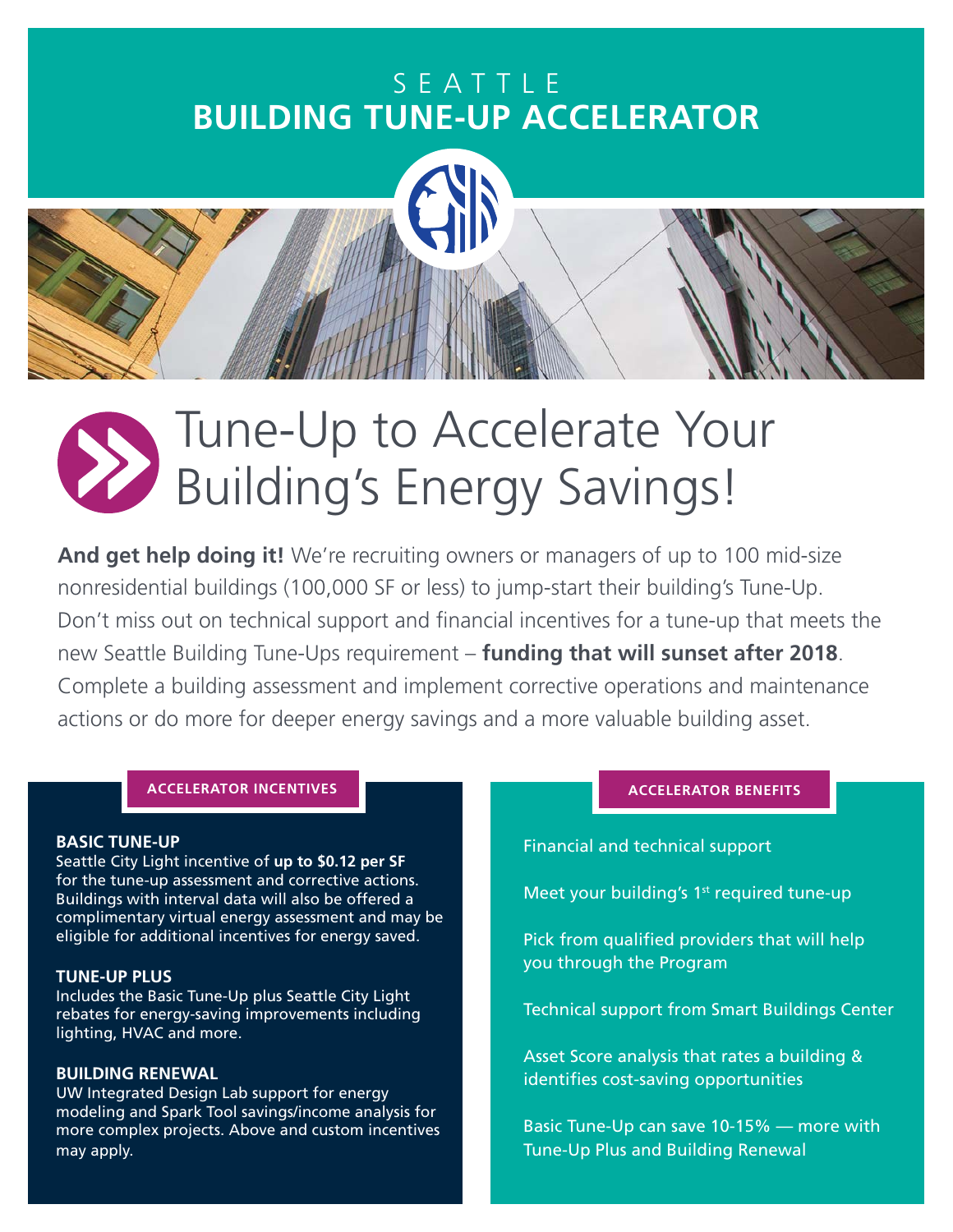SEATTLE
# BUILDING TUNE-UP ACCELERATOR

## Tune-Up to Accelerate Your Building's Energy Savings!

**And get help doing it!** We're recruiting owners or managers of up to 100 mid-size nonresidential buildings (100,000 SF or less) to jump-start their building's Tune-Up. Don't miss out on technical support and financial incentives for a tune-up that meets the new Seattle Building Tune-Ups requirement – **funding that will sunset after 2018**. Complete a building assessment and implement corrective operations and maintenance actions or do more for deeper energy savings and a more valuable building asset.

### ACCELERATOR INCENTIVES

**BASIC TUNE-UP**
Seattle City Light incentive of **up to $0.12 per SF** for the tune-up assessment and corrective actions. Buildings with interval data will also be offered a complimentary virtual energy assessment and may be eligible for additional incentives for energy saved.

**TUNE-UP PLUS**
Includes the Basic Tune-Up plus Seattle City Light rebates for energy-saving improvements including lighting, HVAC and more.

**BUILDING RENEWAL**
UW Integrated Design Lab support for energy modeling and Spark Tool savings/income analysis for more complex projects. Above and custom incentives may apply.

### ACCELERATOR BENEFITS

Financial and technical support

Meet your building's 1st required tune-up

Pick from qualified providers that will help you through the Program

Technical support from Smart Buildings Center

Asset Score analysis that rates a building & identifies cost-saving opportunities

Basic Tune-Up can save 10-15% — more with Tune-Up Plus and Building Renewal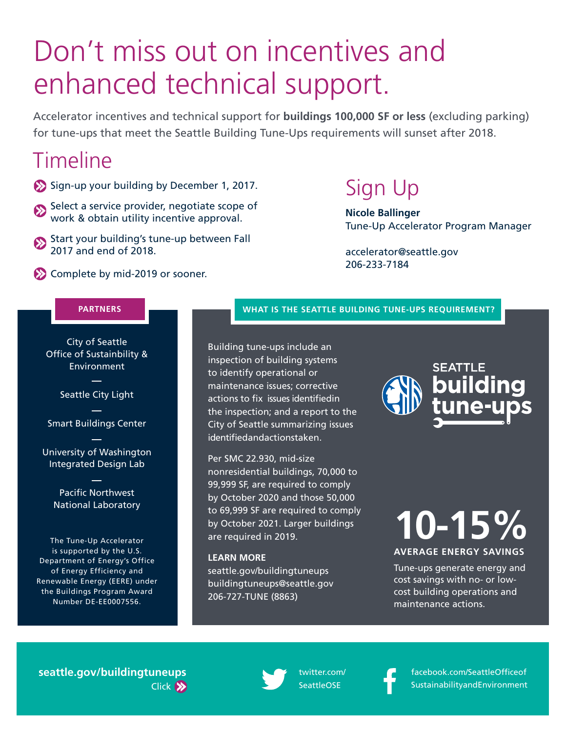# Don't miss out on incentives and enhanced technical support.

Accelerator incentives and technical support for **buildings 100,000 SF or less** (excluding parking) for tune-ups that meet the Seattle Building Tune-Ups requirements will sunset after 2018.

## Timeline

- Sign-up your building by December 1, 2017.
- Select a service provider, negotiate scope of work & obtain utility incentive approval.
- Start your building's tune-up between Fall 2017 and end of 2018.
- Complete by mid-2019 or sooner.

## Sign Up

**Nicole Ballinger**
Tune-Up Accelerator Program Manager

accelerator@seattle.gov
206-233-7184

### PARTNERS

City of Seattle
Office of Sustainbility & Environment

—

Seattle City Light

—

Smart Buildings Center

—

University of Washington
Integrated Design Lab

—

Pacific Northwest
National Laboratory

The Tune-Up Accelerator is supported by the U.S. Department of Energy's Office of Energy Efficiency and Renewable Energy (EERE) under the Buildings Program Award Number DE-EE0007556.

### WHAT IS THE SEATTLE BUILDING TUNE-UPS REQUIREMENT?

Building tune-ups include an inspection of building systems to identify operational or maintenance issues; corrective actions to fix issues identifiedin the inspection; and a report to the City of Seattle summarizing issues identifiedandactionstaken.

Per SMC 22.930, mid-size nonresidential buildings, 70,000 to 99,999 SF, are required to comply by October 2020 and those 50,000 to 69,999 SF are required to comply by October 2021. Larger buildings are required in 2019.

**LEARN MORE**
seattle.gov/buildingtuneups
buildingtuneups@seattle.gov
206-727-TUNE (8863)

SEATTLE
building
tune-ups

**10-15%**

**AVERAGE ENERGY SAVINGS**

Tune-ups generate energy and cost savings with no- or low-cost building operations and maintenance actions.

**seattle.gov/buildingtuneups**
Click

twitter.com/SeattleOSE

facebook.com/SeattleOfficeofSustainabilityandEnvironment